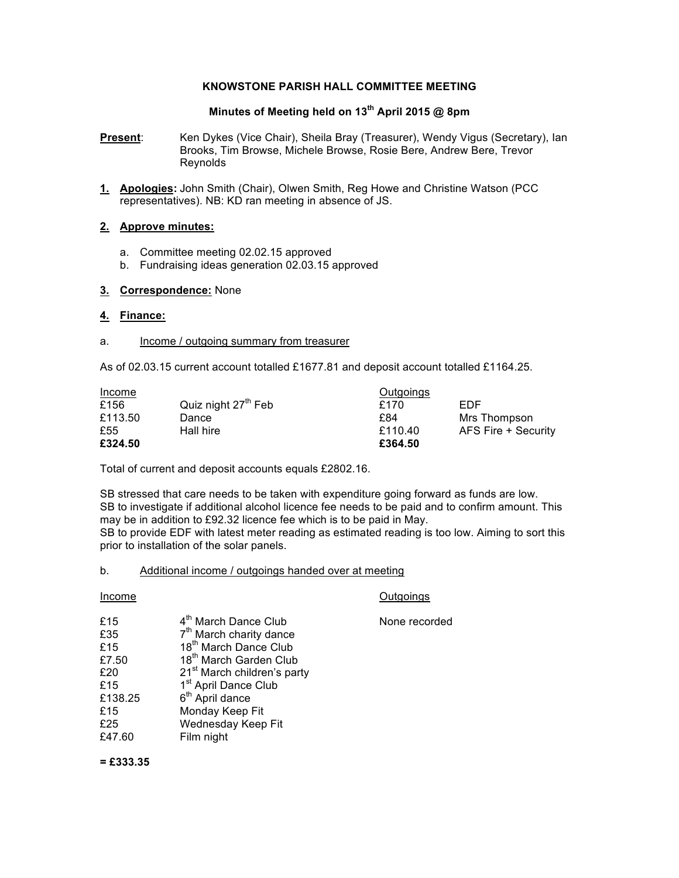**KNOWSTONE PARISH HALL COMMITTEE MEETING**

**Minutes of Meeting held on 13th April 2015 @ 8pm**

**Present**: Ken Dykes (Vice Chair), Sheila Bray (Treasurer), Wendy Vigus (Secretary), Ian Brooks, Tim Browse, Michele Browse, Rosie Bere, Andrew Bere, Trevor Reynolds

1. **Apologies:** John Smith (Chair), Olwen Smith, Reg Howe and Christine Watson (PCC representatives). NB: KD ran meeting in absence of JS.

2. **Approve minutes:**

   a. Committee meeting 02.02.15 approved
   b. Fundraising ideas generation 02.03.15 approved

3. **Correspondence:** None

4. **Finance:**

a. Income / outgoing summary from treasurer

As of 02.03.15 current account totalled £1677.81 and deposit account totalled £1164.25.

| Income | | Outgoings | |
|---|---|---|---|
| £156 | Quiz night 27th Feb | £170 | EDF |
| £113.50 | Dance | £84 | Mrs Thompson |
| £55 | Hall hire | £110.40 | AFS Fire + Security |
| **£324.50** | | **£364.50** | |

Total of current and deposit accounts equals £2802.16.

SB stressed that care needs to be taken with expenditure going forward as funds are low.
SB to investigate if additional alcohol licence fee needs to be paid and to confirm amount. This may be in addition to £92.32 licence fee which is to be paid in May.
SB to provide EDF with latest meter reading as estimated reading is too low. Aiming to sort this prior to installation of the solar panels.

b. Additional income / outgoings handed over at meeting

| Income | | Outgoings |
|---|---|---|
| £15 | 4th March Dance Club | None recorded |
| £35 | 7th March charity dance | |
| £15 | 18th March Dance Club | |
| £7.50 | 18th March Garden Club | |
| £20 | 21st March children's party | |
| £15 | 1st April Dance Club | |
| £138.25 | 6th April dance | |
| £15 | Monday Keep Fit | |
| £25 | Wednesday Keep Fit | |
| £47.60 | Film night | |

**= £333.35**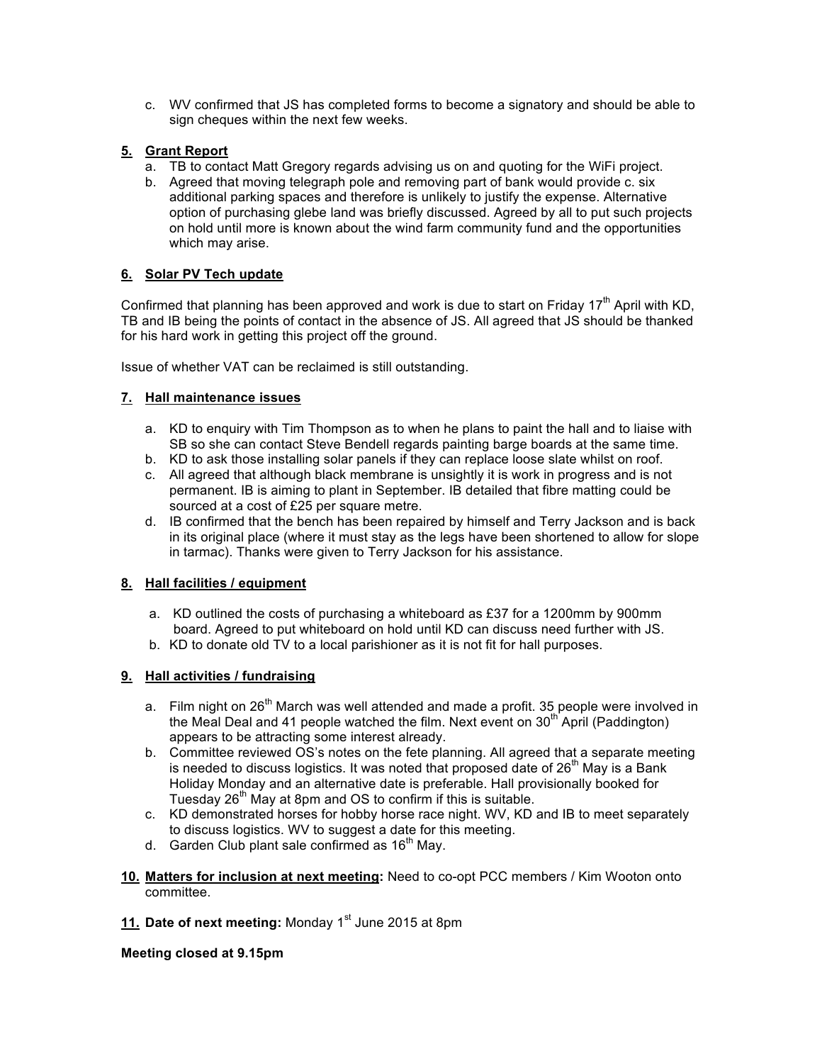c. WV confirmed that JS has completed forms to become a signatory and should be able to sign cheques within the next few weeks.

**5. Grant Report**

a. TB to contact Matt Gregory regards advising us on and quoting for the WiFi project.
b. Agreed that moving telegraph pole and removing part of bank would provide c. six additional parking spaces and therefore is unlikely to justify the expense. Alternative option of purchasing glebe land was briefly discussed. Agreed by all to put such projects on hold until more is known about the wind farm community fund and the opportunities which may arise.

**6. Solar PV Tech update**

Confirmed that planning has been approved and work is due to start on Friday 17th April with KD, TB and IB being the points of contact in the absence of JS. All agreed that JS should be thanked for his hard work in getting this project off the ground.

Issue of whether VAT can be reclaimed is still outstanding.

**7. Hall maintenance issues**

a. KD to enquiry with Tim Thompson as to when he plans to paint the hall and to liaise with SB so she can contact Steve Bendell regards painting barge boards at the same time.
b. KD to ask those installing solar panels if they can replace loose slate whilst on roof.
c. All agreed that although black membrane is unsightly it is work in progress and is not permanent. IB is aiming to plant in September. IB detailed that fibre matting could be sourced at a cost of £25 per square metre.
d. IB confirmed that the bench has been repaired by himself and Terry Jackson and is back in its original place (where it must stay as the legs have been shortened to allow for slope in tarmac). Thanks were given to Terry Jackson for his assistance.

**8. Hall facilities / equipment**

a. KD outlined the costs of purchasing a whiteboard as £37 for a 1200mm by 900mm board. Agreed to put whiteboard on hold until KD can discuss need further with JS.
b. KD to donate old TV to a local parishioner as it is not fit for hall purposes.

**9. Hall activities / fundraising**

a. Film night on 26th March was well attended and made a profit. 35 people were involved in the Meal Deal and 41 people watched the film. Next event on 30th April (Paddington) appears to be attracting some interest already.
b. Committee reviewed OS's notes on the fete planning. All agreed that a separate meeting is needed to discuss logistics. It was noted that proposed date of 26th May is a Bank Holiday Monday and an alternative date is preferable. Hall provisionally booked for Tuesday 26th May at 8pm and OS to confirm if this is suitable.
c. KD demonstrated horses for hobby horse race night. WV, KD and IB to meet separately to discuss logistics. WV to suggest a date for this meeting.
d. Garden Club plant sale confirmed as 16th May.

**10. Matters for inclusion at next meeting:** Need to co-opt PCC members / Kim Wooton onto committee.

**11. Date of next meeting:** Monday 1st June 2015 at 8pm

**Meeting closed at 9.15pm**